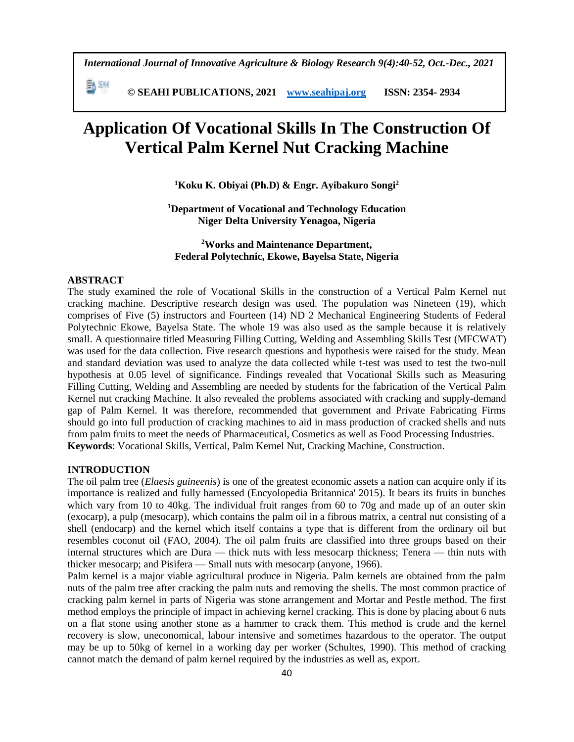# Application Of Vocational Skills In The Construction Of Vertical Palm Kernel Nut Cracking Machine

**[1]Koku K. Obiyai (Ph.D) & Engr. Ayibakuro Songi[2]**

**[1]Department of Vocational and Technology Education**
**Niger Delta University Yenagoa, Nigeria**

**[2]Works and Maintenance Department,**
**Federal Polytechnic, Ekowe, Bayelsa State, Nigeria**

## ABSTRACT

The study examined the role of Vocational Skills in the construction of a Vertical Palm Kernel nut cracking machine. Descriptive research design was used. The population was Nineteen (19), which comprises of Five (5) instructors and Fourteen (14) ND 2 Mechanical Engineering Students of Federal Polytechnic Ekowe, Bayelsa State. The whole 19 was also used as the sample because it is relatively small. A questionnaire titled Measuring Filling Cutting, Welding and Assembling Skills Test (MFCWAT) was used for the data collection. Five research questions and hypothesis were raised for the study. Mean and standard deviation was used to analyze the data collected while t-test was used to test the two-null hypothesis at 0.05 level of significance. Findings revealed that Vocational Skills such as Measuring Filling Cutting, Welding and Assembling are needed by students for the fabrication of the Vertical Palm Kernel nut cracking Machine. It also revealed the problems associated with cracking and supply-demand gap of Palm Kernel. It was therefore, recommended that government and Private Fabricating Firms should go into full production of cracking machines to aid in mass production of cracked shells and nuts from palm fruits to meet the needs of Pharmaceutical, Cosmetics as well as Food Processing Industries.

**Keywords**: Vocational Skills, Vertical, Palm Kernel Nut, Cracking Machine, Construction.

## INTRODUCTION

The oil palm tree (*Elaesis guineenis*) is one of the greatest economic assets a nation can acquire only if its importance is realized and fully harnessed (Encyolopedia Britannica' 2015). It bears its fruits in bunches which vary from 10 to 40kg. The individual fruit ranges from 60 to 70g and made up of an outer skin (exocarp), a pulp (mesocarp), which contains the palm oil in a fibrous matrix, a central nut consisting of a shell (endocarp) and the kernel which itself contains a type that is different from the ordinary oil but resembles coconut oil (FAO, 2004). The oil palm fruits are classified into three groups based on their internal structures which are Dura — thick nuts with less mesocarp thickness; Tenera — thin nuts with thicker mesocarp; and Pisifera — Small nuts with mesocarp (anyone, 1966).

Palm kernel is a major viable agricultural produce in Nigeria. Palm kernels are obtained from the palm nuts of the palm tree after cracking the palm nuts and removing the shells. The most common practice of cracking palm kernel in parts of Nigeria was stone arrangement and Mortar and Pestle method. The first method employs the principle of impact in achieving kernel cracking. This is done by placing about 6 nuts on a flat stone using another stone as a hammer to crack them. This method is crude and the kernel recovery is slow, uneconomical, labour intensive and sometimes hazardous to the operator. The output may be up to 50kg of kernel in a working day per worker (Schultes, 1990). This method of cracking cannot match the demand of palm kernel required by the industries as well as, export.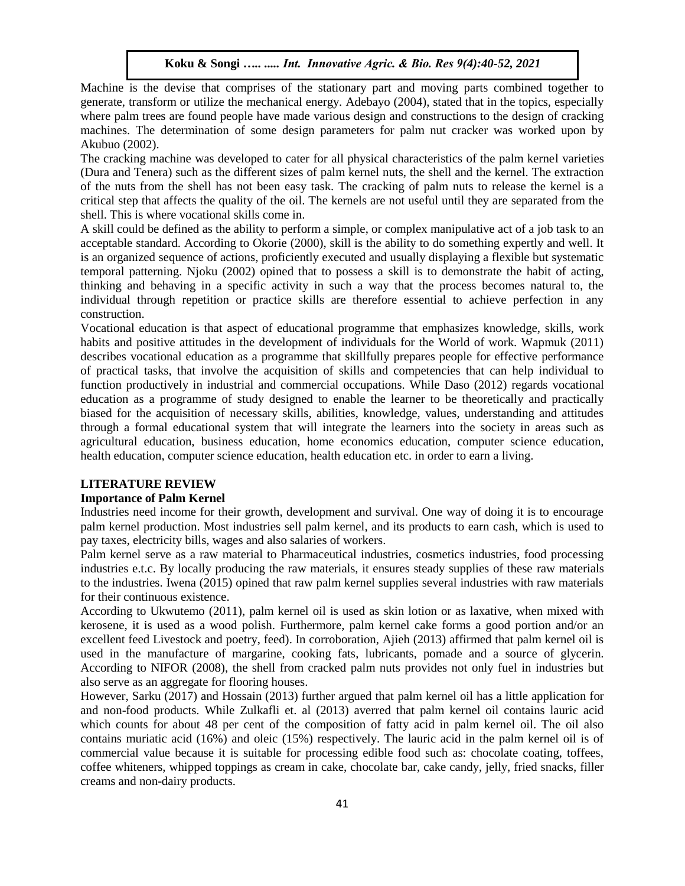Machine is the devise that comprises of the stationary part and moving parts combined together to generate, transform or utilize the mechanical energy. Adebayo (2004), stated that in the topics, especially where palm trees are found people have made various design and constructions to the design of cracking machines. The determination of some design parameters for palm nut cracker was worked upon by Akubuo (2002).

The cracking machine was developed to cater for all physical characteristics of the palm kernel varieties (Dura and Tenera) such as the different sizes of palm kernel nuts, the shell and the kernel. The extraction of the nuts from the shell has not been easy task. The cracking of palm nuts to release the kernel is a critical step that affects the quality of the oil. The kernels are not useful until they are separated from the shell. This is where vocational skills come in.

A skill could be defined as the ability to perform a simple, or complex manipulative act of a job task to an acceptable standard. According to Okorie (2000), skill is the ability to do something expertly and well. It is an organized sequence of actions, proficiently executed and usually displaying a flexible but systematic temporal patterning. Njoku (2002) opined that to possess a skill is to demonstrate the habit of acting, thinking and behaving in a specific activity in such a way that the process becomes natural to, the individual through repetition or practice skills are therefore essential to achieve perfection in any construction.

Vocational education is that aspect of educational programme that emphasizes knowledge, skills, work habits and positive attitudes in the development of individuals for the World of work. Wapmuk (2011) describes vocational education as a programme that skillfully prepares people for effective performance of practical tasks, that involve the acquisition of skills and competencies that can help individual to function productively in industrial and commercial occupations. While Daso (2012) regards vocational education as a programme of study designed to enable the learner to be theoretically and practically biased for the acquisition of necessary skills, abilities, knowledge, values, understanding and attitudes through a formal educational system that will integrate the learners into the society in areas such as agricultural education, business education, home economics education, computer science education, health education, computer science education, health education etc. in order to earn a living.

## LITERATURE REVIEW

### Importance of Palm Kernel

Industries need income for their growth, development and survival. One way of doing it is to encourage palm kernel production. Most industries sell palm kernel, and its products to earn cash, which is used to pay taxes, electricity bills, wages and also salaries of workers.

Palm kernel serve as a raw material to Pharmaceutical industries, cosmetics industries, food processing industries e.t.c. By locally producing the raw materials, it ensures steady supplies of these raw materials to the industries. Iwena (2015) opined that raw palm kernel supplies several industries with raw materials for their continuous existence.

According to Ukwutemo (2011), palm kernel oil is used as skin lotion or as laxative, when mixed with kerosene, it is used as a wood polish. Furthermore, palm kernel cake forms a good portion and/or an excellent feed Livestock and poetry, feed). In corroboration, Ajieh (2013) affirmed that palm kernel oil is used in the manufacture of margarine, cooking fats, lubricants, pomade and a source of glycerin. According to NIFOR (2008), the shell from cracked palm nuts provides not only fuel in industries but also serve as an aggregate for flooring houses.

However, Sarku (2017) and Hossain (2013) further argued that palm kernel oil has a little application for and non-food products. While Zulkafli et. al (2013) averred that palm kernel oil contains lauric acid which counts for about 48 per cent of the composition of fatty acid in palm kernel oil. The oil also contains muriatic acid (16%) and oleic (15%) respectively. The lauric acid in the palm kernel oil is of commercial value because it is suitable for processing edible food such as: chocolate coating, toffees, coffee whiteners, whipped toppings as cream in cake, chocolate bar, cake candy, jelly, fried snacks, filler creams and non-dairy products.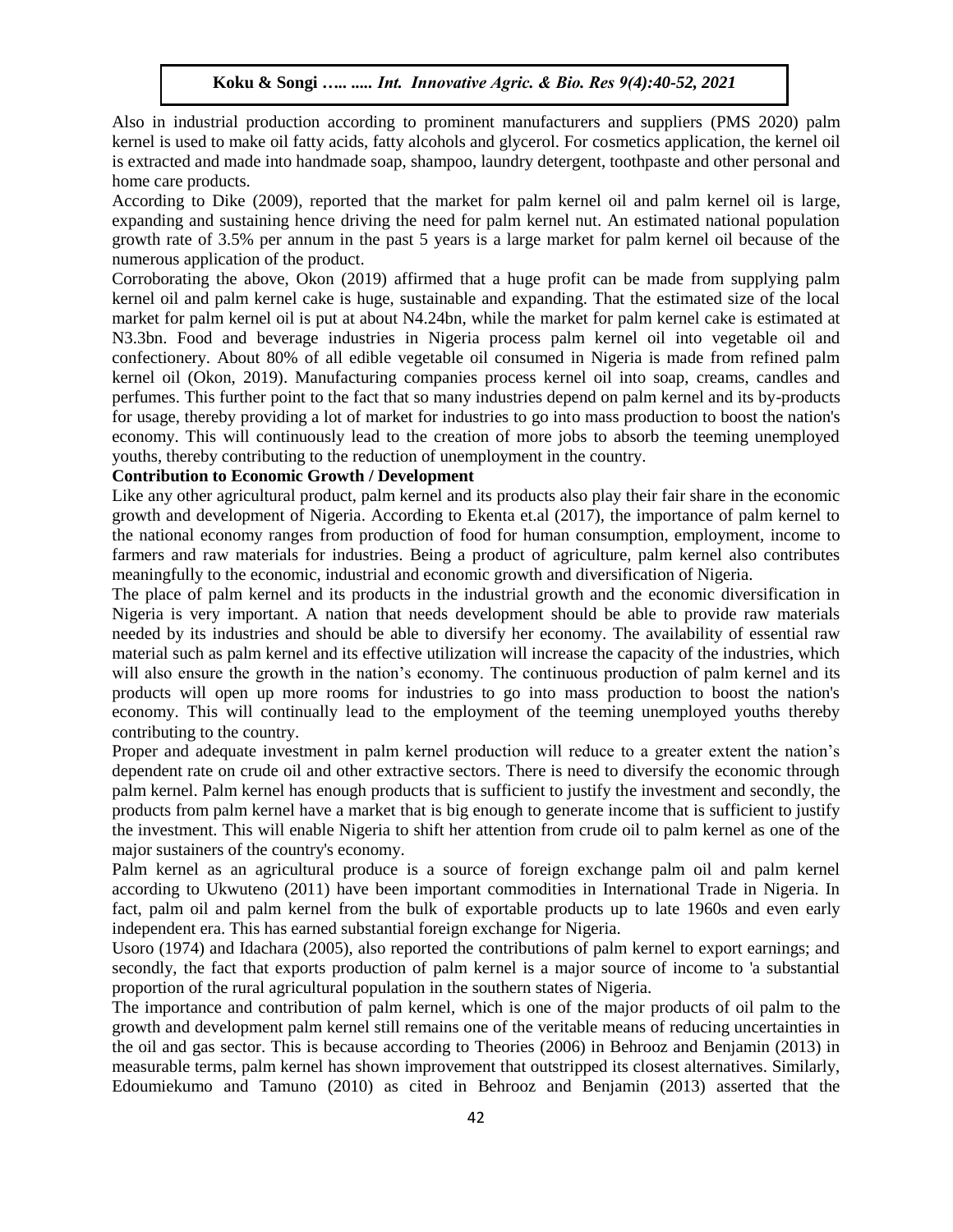Also in industrial production according to prominent manufacturers and suppliers (PMS 2020) palm kernel is used to make oil fatty acids, fatty alcohols and glycerol. For cosmetics application, the kernel oil is extracted and made into handmade soap, shampoo, laundry detergent, toothpaste and other personal and home care products.

According to Dike (2009), reported that the market for palm kernel oil and palm kernel oil is large, expanding and sustaining hence driving the need for palm kernel nut. An estimated national population growth rate of 3.5% per annum in the past 5 years is a large market for palm kernel oil because of the numerous application of the product.

Corroborating the above, Okon (2019) affirmed that a huge profit can be made from supplying palm kernel oil and palm kernel cake is huge, sustainable and expanding. That the estimated size of the local market for palm kernel oil is put at about N4.24bn, while the market for palm kernel cake is estimated at N3.3bn. Food and beverage industries in Nigeria process palm kernel oil into vegetable oil and confectionery. About 80% of all edible vegetable oil consumed in Nigeria is made from refined palm kernel oil (Okon, 2019). Manufacturing companies process kernel oil into soap, creams, candles and perfumes. This further point to the fact that so many industries depend on palm kernel and its by-products for usage, thereby providing a lot of market for industries to go into mass production to boost the nation's economy. This will continuously lead to the creation of more jobs to absorb the teeming unemployed youths, thereby contributing to the reduction of unemployment in the country.

**Contribution to Economic Growth / Development**

Like any other agricultural product, palm kernel and its products also play their fair share in the economic growth and development of Nigeria. According to Ekenta et.al (2017), the importance of palm kernel to the national economy ranges from production of food for human consumption, employment, income to farmers and raw materials for industries. Being a product of agriculture, palm kernel also contributes meaningfully to the economic, industrial and economic growth and diversification of Nigeria.

The place of palm kernel and its products in the industrial growth and the economic diversification in Nigeria is very important. A nation that needs development should be able to provide raw materials needed by its industries and should be able to diversify her economy. The availability of essential raw material such as palm kernel and its effective utilization will increase the capacity of the industries, which will also ensure the growth in the nation's economy. The continuous production of palm kernel and its products will open up more rooms for industries to go into mass production to boost the nation's economy. This will continually lead to the employment of the teeming unemployed youths thereby contributing to the country.

Proper and adequate investment in palm kernel production will reduce to a greater extent the nation's dependent rate on crude oil and other extractive sectors. There is need to diversify the economic through palm kernel. Palm kernel has enough products that is sufficient to justify the investment and secondly, the products from palm kernel have a market that is big enough to generate income that is sufficient to justify the investment. This will enable Nigeria to shift her attention from crude oil to palm kernel as one of the major sustainers of the country's economy.

Palm kernel as an agricultural produce is a source of foreign exchange palm oil and palm kernel according to Ukwuteno (2011) have been important commodities in International Trade in Nigeria. In fact, palm oil and palm kernel from the bulk of exportable products up to late 1960s and even early independent era. This has earned substantial foreign exchange for Nigeria.

Usoro (1974) and Idachara (2005), also reported the contributions of palm kernel to export earnings; and secondly, the fact that exports production of palm kernel is a major source of income to 'a substantial proportion of the rural agricultural population in the southern states of Nigeria.

The importance and contribution of palm kernel, which is one of the major products of oil palm to the growth and development palm kernel still remains one of the veritable means of reducing uncertainties in the oil and gas sector. This is because according to Theories (2006) in Behrooz and Benjamin (2013) in measurable terms, palm kernel has shown improvement that outstripped its closest alternatives. Similarly, Edoumiekumo and Tamuno (2010) as cited in Behrooz and Benjamin (2013) asserted that the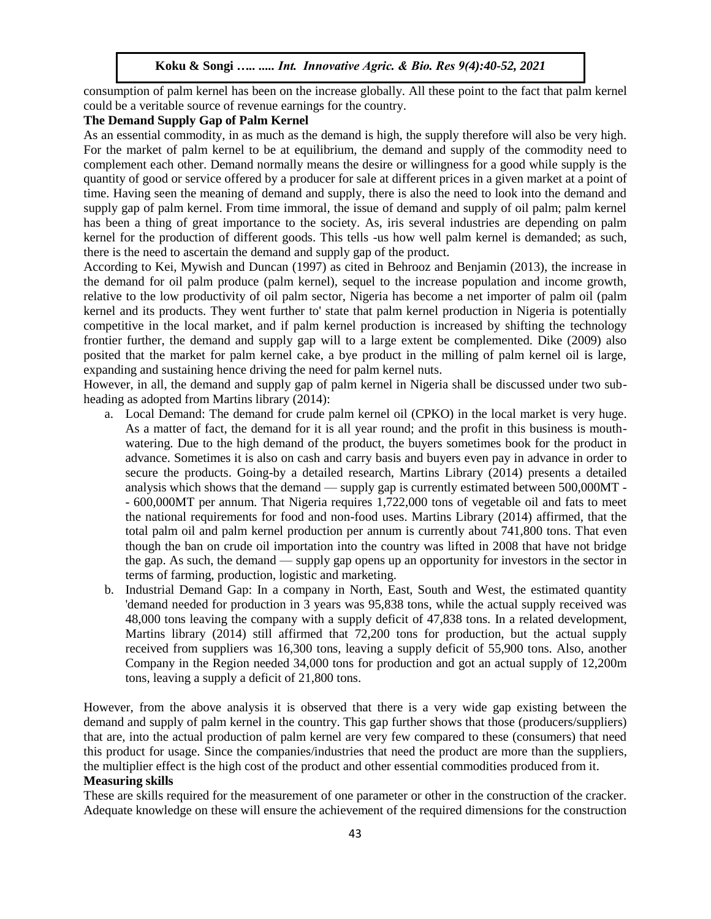consumption of palm kernel has been on the increase globally. All these point to the fact that palm kernel could be a veritable source of revenue earnings for the country.

**The Demand Supply Gap of Palm Kernel**

As an essential commodity, in as much as the demand is high, the supply therefore will also be very high. For the market of palm kernel to be at equilibrium, the demand and supply of the commodity need to complement each other. Demand normally means the desire or willingness for a good while supply is the quantity of good or service offered by a producer for sale at different prices in a given market at a point of time. Having seen the meaning of demand and supply, there is also the need to look into the demand and supply gap of palm kernel. From time immoral, the issue of demand and supply of oil palm; palm kernel has been a thing of great importance to the society. As, iris several industries are depending on palm kernel for the production of different goods. This tells -us how well palm kernel is demanded; as such, there is the need to ascertain the demand and supply gap of the product.

According to Kei, Mywish and Duncan (1997) as cited in Behrooz and Benjamin (2013), the increase in the demand for oil palm produce (palm kernel), sequel to the increase population and income growth, relative to the low productivity of oil palm sector, Nigeria has become a net importer of palm oil (palm kernel and its products. They went further to' state that palm kernel production in Nigeria is potentially competitive in the local market, and if palm kernel production is increased by shifting the technology frontier further, the demand and supply gap will to a large extent be complemented. Dike (2009) also posited that the market for palm kernel cake, a bye product in the milling of palm kernel oil is large, expanding and sustaining hence driving the need for palm kernel nuts.

However, in all, the demand and supply gap of palm kernel in Nigeria shall be discussed under two sub-heading as adopted from Martins library (2014):

a. Local Demand: The demand for crude palm kernel oil (CPKO) in the local market is very huge. As a matter of fact, the demand for it is all year round; and the profit in this business is mouth-watering. Due to the high demand of the product, the buyers sometimes book for the product in advance. Sometimes it is also on cash and carry basis and buyers even pay in advance in order to secure the products. Going-by a detailed research, Martins Library (2014) presents a detailed analysis which shows that the demand — supply gap is currently estimated between 500,000MT - - 600,000MT per annum. That Nigeria requires 1,722,000 tons of vegetable oil and fats to meet the national requirements for food and non-food uses. Martins Library (2014) affirmed, that the total palm oil and palm kernel production per annum is currently about 741,800 tons. That even though the ban on crude oil importation into the country was lifted in 2008 that have not bridge the gap. As such, the demand — supply gap opens up an opportunity for investors in the sector in terms of farming, production, logistic and marketing.

b. Industrial Demand Gap: In a company in North, East, South and West, the estimated quantity 'demand needed for production in 3 years was 95,838 tons, while the actual supply received was 48,000 tons leaving the company with a supply deficit of 47,838 tons. In a related development, Martins library (2014) still affirmed that 72,200 tons for production, but the actual supply received from suppliers was 16,300 tons, leaving a supply deficit of 55,900 tons. Also, another Company in the Region needed 34,000 tons for production and got an actual supply of 12,200m tons, leaving a supply a deficit of 21,800 tons.

However, from the above analysis it is observed that there is a very wide gap existing between the demand and supply of palm kernel in the country. This gap further shows that those (producers/suppliers) that are, into the actual production of palm kernel are very few compared to these (consumers) that need this product for usage. Since the companies/industries that need the product are more than the suppliers, the multiplier effect is the high cost of the product and other essential commodities produced from it.

**Measuring skills**

These are skills required for the measurement of one parameter or other in the construction of the cracker. Adequate knowledge on these will ensure the achievement of the required dimensions for the construction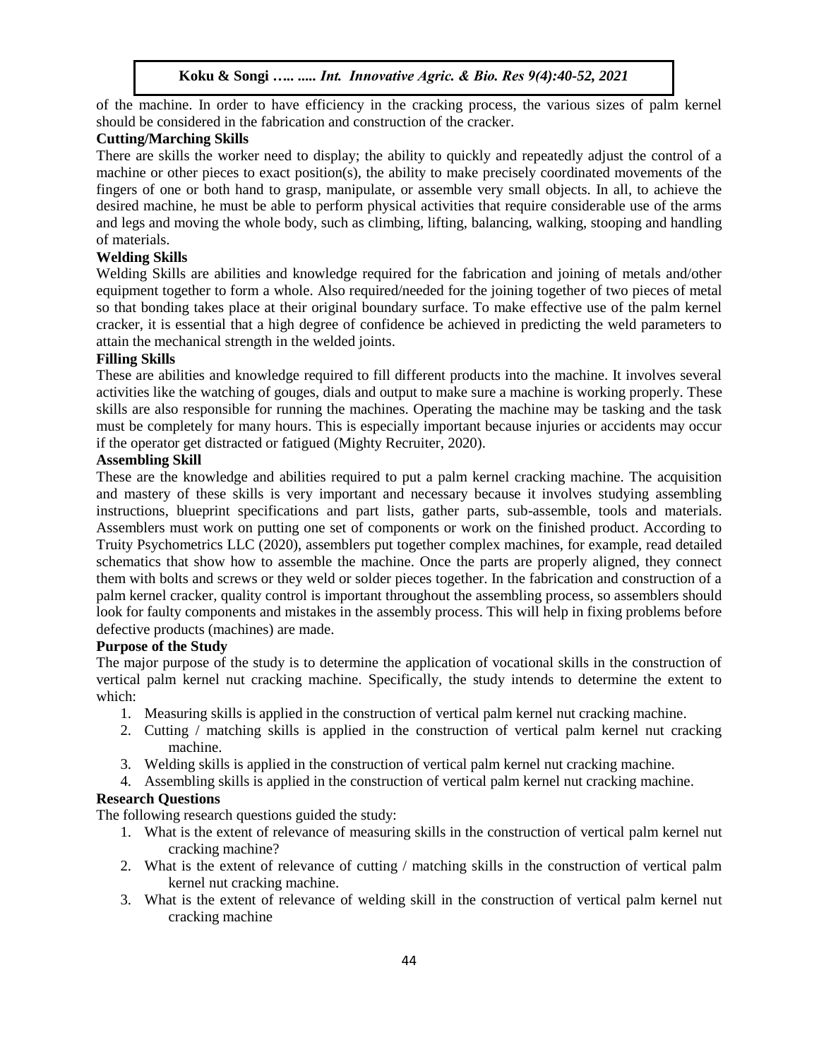of the machine. In order to have efficiency in the cracking process, the various sizes of palm kernel should be considered in the fabrication and construction of the cracker.

### Cutting/Marching Skills

There are skills the worker need to display; the ability to quickly and repeatedly adjust the control of a machine or other pieces to exact position(s), the ability to make precisely coordinated movements of the fingers of one or both hand to grasp, manipulate, or assemble very small objects. In all, to achieve the desired machine, he must be able to perform physical activities that require considerable use of the arms and legs and moving the whole body, such as climbing, lifting, balancing, walking, stooping and handling of materials.

### Welding Skills

Welding Skills are abilities and knowledge required for the fabrication and joining of metals and/other equipment together to form a whole. Also required/needed for the joining together of two pieces of metal so that bonding takes place at their original boundary surface. To make effective use of the palm kernel cracker, it is essential that a high degree of confidence be achieved in predicting the weld parameters to attain the mechanical strength in the welded joints.

### Filling Skills

These are abilities and knowledge required to fill different products into the machine. It involves several activities like the watching of gouges, dials and output to make sure a machine is working properly. These skills are also responsible for running the machines. Operating the machine may be tasking and the task must be completely for many hours. This is especially important because injuries or accidents may occur if the operator get distracted or fatigued (Mighty Recruiter, 2020).

### Assembling Skill

These are the knowledge and abilities required to put a palm kernel cracking machine. The acquisition and mastery of these skills is very important and necessary because it involves studying assembling instructions, blueprint specifications and part lists, gather parts, sub-assemble, tools and materials. Assemblers must work on putting one set of components or work on the finished product. According to Truity Psychometrics LLC (2020), assemblers put together complex machines, for example, read detailed schematics that show how to assemble the machine. Once the parts are properly aligned, they connect them with bolts and screws or they weld or solder pieces together. In the fabrication and construction of a palm kernel cracker, quality control is important throughout the assembling process, so assemblers should look for faulty components and mistakes in the assembly process. This will help in fixing problems before defective products (machines) are made.

### Purpose of the Study

The major purpose of the study is to determine the application of vocational skills in the construction of vertical palm kernel nut cracking machine. Specifically, the study intends to determine the extent to which:

1. Measuring skills is applied in the construction of vertical palm kernel nut cracking machine.
2. Cutting / matching skills is applied in the construction of vertical palm kernel nut cracking machine.
3. Welding skills is applied in the construction of vertical palm kernel nut cracking machine.
4. Assembling skills is applied in the construction of vertical palm kernel nut cracking machine.

### Research Questions

The following research questions guided the study:

1. What is the extent of relevance of measuring skills in the construction of vertical palm kernel nut cracking machine?
2. What is the extent of relevance of cutting / matching skills in the construction of vertical palm kernel nut cracking machine.
3. What is the extent of relevance of welding skill in the construction of vertical palm kernel nut cracking machine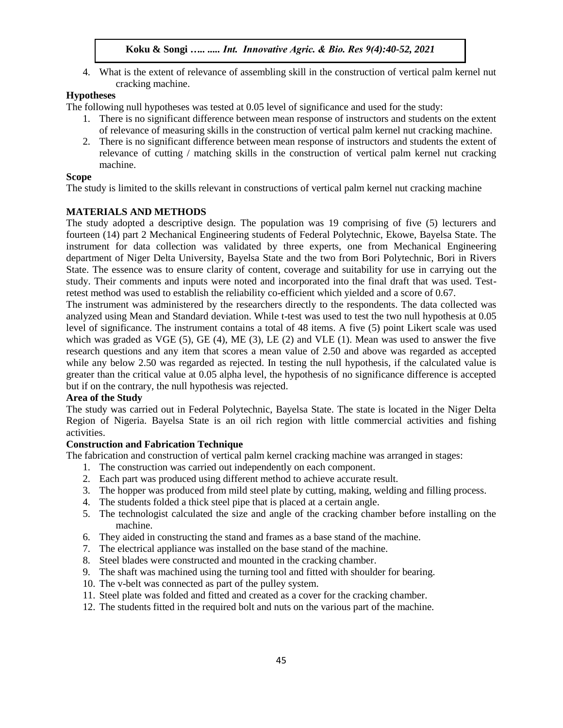4. What is the extent of relevance of assembling skill in the construction of vertical palm kernel nut cracking machine.

**Hypotheses**

The following null hypotheses was tested at 0.05 level of significance and used for the study:

1. There is no significant difference between mean response of instructors and students on the extent of relevance of measuring skills in the construction of vertical palm kernel nut cracking machine.
2. There is no significant difference between mean response of instructors and students the extent of relevance of cutting / matching skills in the construction of vertical palm kernel nut cracking machine.

**Scope**

The study is limited to the skills relevant in constructions of vertical palm kernel nut cracking machine

## MATERIALS AND METHODS

The study adopted a descriptive design. The population was 19 comprising of five (5) lecturers and fourteen (14) part 2 Mechanical Engineering students of Federal Polytechnic, Ekowe, Bayelsa State. The instrument for data collection was validated by three experts, one from Mechanical Engineering department of Niger Delta University, Bayelsa State and the two from Bori Polytechnic, Bori in Rivers State. The essence was to ensure clarity of content, coverage and suitability for use in carrying out the study. Their comments and inputs were noted and incorporated into the final draft that was used. Test-retest method was used to establish the reliability co-efficient which yielded and a score of 0.67.

The instrument was administered by the researchers directly to the respondents. The data collected was analyzed using Mean and Standard deviation. While t-test was used to test the two null hypothesis at 0.05 level of significance. The instrument contains a total of 48 items. A five (5) point Likert scale was used which was graded as VGE (5), GE (4), ME (3), LE (2) and VLE (1). Mean was used to answer the five research questions and any item that scores a mean value of 2.50 and above was regarded as accepted while any below 2.50 was regarded as rejected. In testing the null hypothesis, if the calculated value is greater than the critical value at 0.05 alpha level, the hypothesis of no significance difference is accepted but if on the contrary, the null hypothesis was rejected.

**Area of the Study**

The study was carried out in Federal Polytechnic, Bayelsa State. The state is located in the Niger Delta Region of Nigeria. Bayelsa State is an oil rich region with little commercial activities and fishing activities.

**Construction and Fabrication Technique**

The fabrication and construction of vertical palm kernel cracking machine was arranged in stages:

1. The construction was carried out independently on each component.
2. Each part was produced using different method to achieve accurate result.
3. The hopper was produced from mild steel plate by cutting, making, welding and filling process.
4. The students folded a thick steel pipe that is placed at a certain angle.
5. The technologist calculated the size and angle of the cracking chamber before installing on the machine.
6. They aided in constructing the stand and frames as a base stand of the machine.
7. The electrical appliance was installed on the base stand of the machine.
8. Steel blades were constructed and mounted in the cracking chamber.
9. The shaft was machined using the turning tool and fitted with shoulder for bearing.
10. The v-belt was connected as part of the pulley system.
11. Steel plate was folded and fitted and created as a cover for the cracking chamber.
12. The students fitted in the required bolt and nuts on the various part of the machine.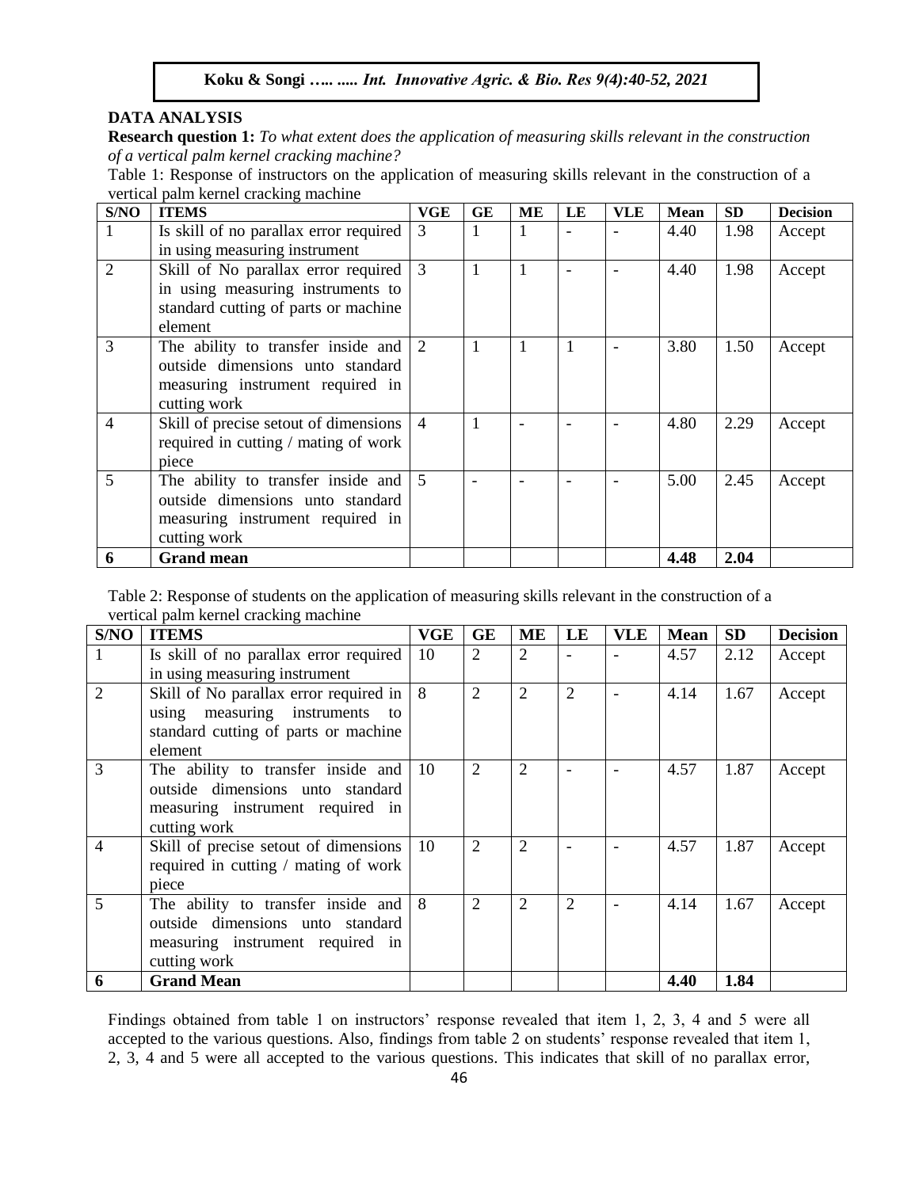## DATA ANALYSIS

**Research question 1:** *To what extent does the application of measuring skills relevant in the construction of a vertical palm kernel cracking machine?*

Table 1: Response of instructors on the application of measuring skills relevant in the construction of a vertical palm kernel cracking machine

| S/NO | ITEMS | VGE | GE | ME | LE | VLE | Mean | SD | Decision |
|---|---|---|---|---|---|---|---|---|---|
| 1 | Is skill of no parallax error required in using measuring instrument | 3 | 1 | 1 | - | - | 4.40 | 1.98 | Accept |
| 2 | Skill of No parallax error required in using measuring instruments to standard cutting of parts or machine element | 3 | 1 | 1 | - | - | 4.40 | 1.98 | Accept |
| 3 | The ability to transfer inside and outside dimensions unto standard measuring instrument required in cutting work | 2 | 1 | 1 | 1 | - | 3.80 | 1.50 | Accept |
| 4 | Skill of precise setout of dimensions required in cutting / mating of work piece | 4 | 1 | - | - | - | 4.80 | 2.29 | Accept |
| 5 | The ability to transfer inside and outside dimensions unto standard measuring instrument required in cutting work | 5 | - | - | - | - | 5.00 | 2.45 | Accept |
| **6** | **Grand mean** | | | | | | **4.48** | **2.04** | |

Table 2: Response of students on the application of measuring skills relevant in the construction of a vertical palm kernel cracking machine

| S/NO | ITEMS | VGE | GE | ME | LE | VLE | Mean | SD | Decision |
|---|---|---|---|---|---|---|---|---|---|
| 1 | Is skill of no parallax error required in using measuring instrument | 10 | 2 | 2 | - | - | 4.57 | 2.12 | Accept |
| 2 | Skill of No parallax error required in using measuring instruments to standard cutting of parts or machine element | 8 | 2 | 2 | 2 | - | 4.14 | 1.67 | Accept |
| 3 | The ability to transfer inside and outside dimensions unto standard measuring instrument required in cutting work | 10 | 2 | 2 | - | - | 4.57 | 1.87 | Accept |
| 4 | Skill of precise setout of dimensions required in cutting / mating of work piece | 10 | 2 | 2 | - | - | 4.57 | 1.87 | Accept |
| 5 | The ability to transfer inside and outside dimensions unto standard measuring instrument required in cutting work | 8 | 2 | 2 | 2 | - | 4.14 | 1.67 | Accept |
| **6** | **Grand Mean** | | | | | | **4.40** | **1.84** | |

Findings obtained from table 1 on instructors' response revealed that item 1, 2, 3, 4 and 5 were all accepted to the various questions. Also, findings from table 2 on students' response revealed that item 1, 2, 3, 4 and 5 were all accepted to the various questions. This indicates that skill of no parallax error,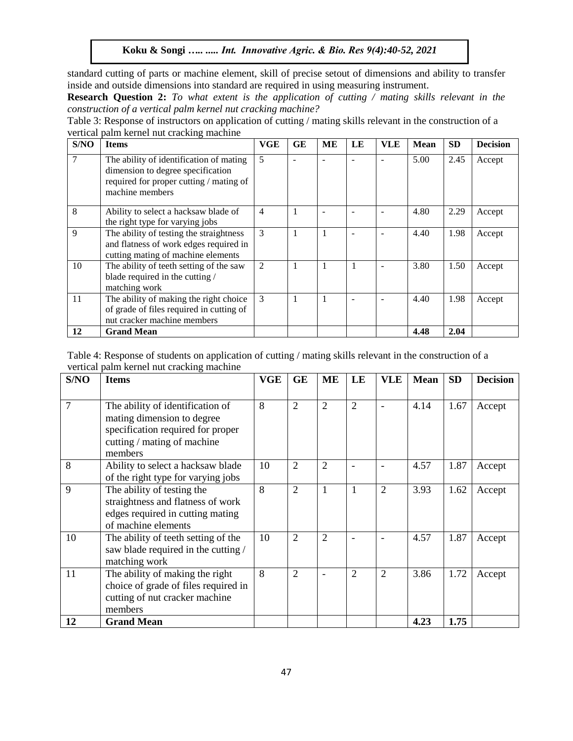standard cutting of parts or machine element, skill of precise setout of dimensions and ability to transfer inside and outside dimensions into standard are required in using measuring instrument.

**Research Question 2:** *To what extent is the application of cutting / mating skills relevant in the construction of a vertical palm kernel nut cracking machine?*

Table 3: Response of instructors on application of cutting / mating skills relevant in the construction of a vertical palm kernel nut cracking machine

| S/NO | Items | VGE | GE | ME | LE | VLE | Mean | SD | Decision |
|---|---|---|---|---|---|---|---|---|---|
| 7 | The ability of identification of mating dimension to degree specification required for proper cutting / mating of machine members | 5 | - | - | - | - | 5.00 | 2.45 | Accept |
| 8 | Ability to select a hacksaw blade of the right type for varying jobs | 4 | 1 | - | - | - | 4.80 | 2.29 | Accept |
| 9 | The ability of testing the straightness and flatness of work edges required in cutting mating of machine elements | 3 | 1 | 1 | - | - | 4.40 | 1.98 | Accept |
| 10 | The ability of teeth setting of the saw blade required in the cutting / matching work | 2 | 1 | 1 | 1 | - | 3.80 | 1.50 | Accept |
| 11 | The ability of making the right choice of grade of files required in cutting of nut cracker machine members | 3 | 1 | 1 | - | - | 4.40 | 1.98 | Accept |
| **12** | **Grand Mean** | | | | | | **4.48** | **2.04** | |

Table 4: Response of students on application of cutting / mating skills relevant in the construction of a vertical palm kernel nut cracking machine

| S/NO | Items | VGE | GE | ME | LE | VLE | Mean | SD | Decision |
|---|---|---|---|---|---|---|---|---|---|
| 7 | The ability of identification of mating dimension to degree specification required for proper cutting / mating of machine members | 8 | 2 | 2 | 2 | - | 4.14 | 1.67 | Accept |
| 8 | Ability to select a hacksaw blade of the right type for varying jobs | 10 | 2 | 2 | - | - | 4.57 | 1.87 | Accept |
| 9 | The ability of testing the straightness and flatness of work edges required in cutting mating of machine elements | 8 | 2 | 1 | 1 | 2 | 3.93 | 1.62 | Accept |
| 10 | The ability of teeth setting of the saw blade required in the cutting / matching work | 10 | 2 | 2 | - | - | 4.57 | 1.87 | Accept |
| 11 | The ability of making the right choice of grade of files required in cutting of nut cracker machine members | 8 | 2 | - | 2 | 2 | 3.86 | 1.72 | Accept |
| **12** | **Grand Mean** | | | | | | **4.23** | **1.75** | |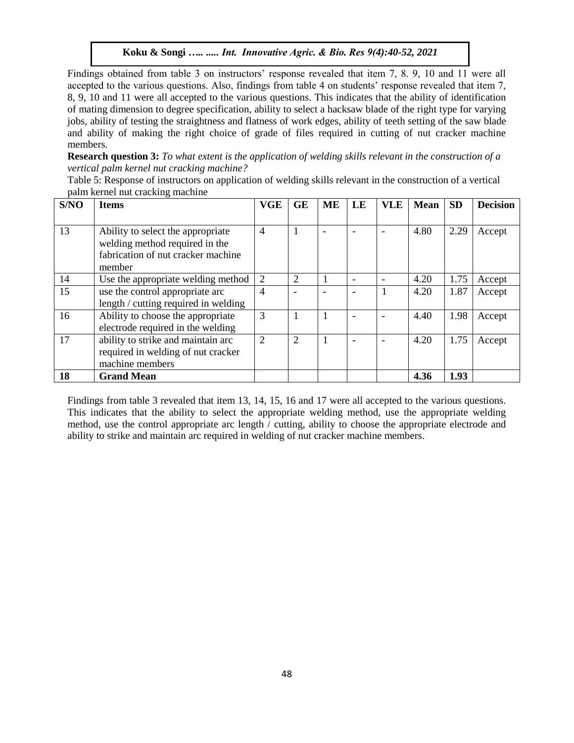Findings obtained from table 3 on instructors' response revealed that item 7, 8. 9, 10 and 11 were all accepted to the various questions. Also, findings from table 4 on students' response revealed that item 7, 8, 9, 10 and 11 were all accepted to the various questions. This indicates that the ability of identification of mating dimension to degree specification, ability to select a hacksaw blade of the right type for varying jobs, ability of testing the straightness and flatness of work edges, ability of teeth setting of the saw blade and ability of making the right choice of grade of files required in cutting of nut cracker machine members.

**Research question 3:** *To what extent is the application of welding skills relevant in the construction of a vertical palm kernel nut cracking machine?*

Table 5: Response of instructors on application of welding skills relevant in the construction of a vertical palm kernel nut cracking machine

| S/NO | Items | VGE | GE | ME | LE | VLE | Mean | SD | Decision |
|---|---|---|---|---|---|---|---|---|---|
| 13 | Ability to select the appropriate welding method required in the fabrication of nut cracker machine member | 4 | 1 | - | - | - | 4.80 | 2.29 | Accept |
| 14 | Use the appropriate welding method | 2 | 2 | 1 | - | - | 4.20 | 1.75 | Accept |
| 15 | use the control appropriate arc length / cutting required in welding | 4 | - | - | - | 1 | 4.20 | 1.87 | Accept |
| 16 | Ability to choose the appropriate electrode required in the welding | 3 | 1 | 1 | - | - | 4.40 | 1.98 | Accept |
| 17 | ability to strike and maintain arc required in welding of nut cracker machine members | 2 | 2 | 1 | - | - | 4.20 | 1.75 | Accept |
| **18** | **Grand Mean** | | | | | | **4.36** | **1.93** | |

Findings from table 3 revealed that item 13, 14, 15, 16 and 17 were all accepted to the various questions. This indicates that the ability to select the appropriate welding method, use the appropriate welding method, use the control appropriate arc length / cutting, ability to choose the appropriate electrode and ability to strike and maintain arc required in welding of nut cracker machine members.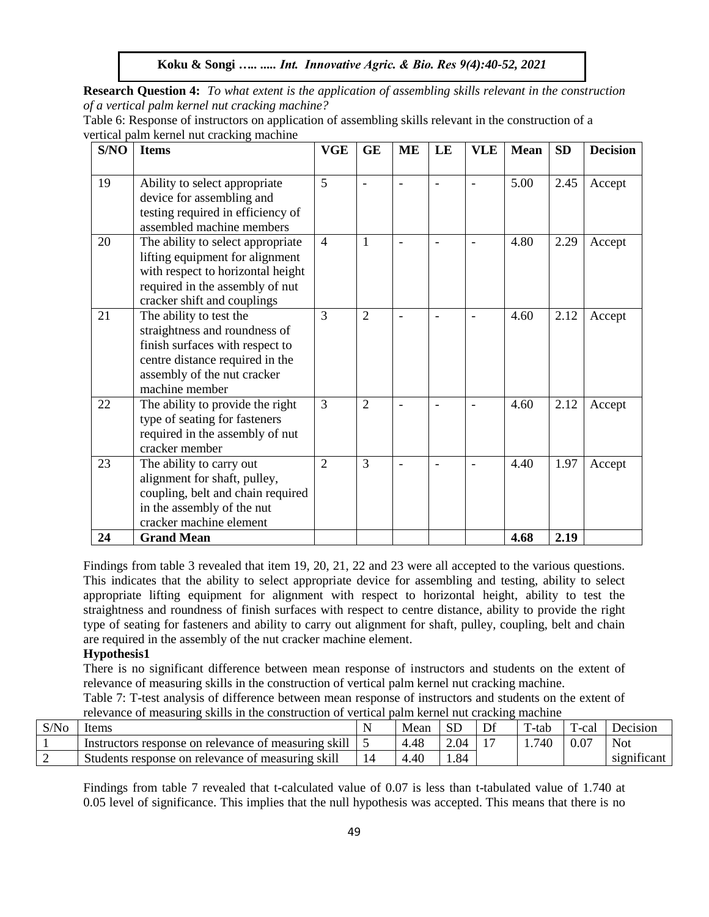**Research Question 4:** *To what extent is the application of assembling skills relevant in the construction of a vertical palm kernel nut cracking machine?*

Table 6: Response of instructors on application of assembling skills relevant in the construction of a vertical palm kernel nut cracking machine

| S/NO | Items | VGE | GE | ME | LE | VLE | Mean | SD | Decision |
|---|---|---|---|---|---|---|---|---|---|
| 19 | Ability to select appropriate device for assembling and testing required in efficiency of assembled machine members | 5 | - | - | - | - | 5.00 | 2.45 | Accept |
| 20 | The ability to select appropriate lifting equipment for alignment with respect to horizontal height required in the assembly of nut cracker shift and couplings | 4 | 1 | - | - | - | 4.80 | 2.29 | Accept |
| 21 | The ability to test the straightness and roundness of finish surfaces with respect to centre distance required in the assembly of the nut cracker machine member | 3 | 2 | - | - | - | 4.60 | 2.12 | Accept |
| 22 | The ability to provide the right type of seating for fasteners required in the assembly of nut cracker member | 3 | 2 | - | - | - | 4.60 | 2.12 | Accept |
| 23 | The ability to carry out alignment for shaft, pulley, coupling, belt and chain required in the assembly of the nut cracker machine element | 2 | 3 | - | - | - | 4.40 | 1.97 | Accept |
| **24** | **Grand Mean** | | | | | | **4.68** | **2.19** | |

Findings from table 3 revealed that item 19, 20, 21, 22 and 23 were all accepted to the various questions. This indicates that the ability to select appropriate device for assembling and testing, ability to select appropriate lifting equipment for alignment with respect to horizontal height, ability to test the straightness and roundness of finish surfaces with respect to centre distance, ability to provide the right type of seating for fasteners and ability to carry out alignment for shaft, pulley, coupling, belt and chain are required in the assembly of the nut cracker machine element.

**Hypothesis1**

There is no significant difference between mean response of instructors and students on the extent of relevance of measuring skills in the construction of vertical palm kernel nut cracking machine.

Table 7: T-test analysis of difference between mean response of instructors and students on the extent of relevance of measuring skills in the construction of vertical palm kernel nut cracking machine

| S/No | Items | N | Mean | SD | Df | T-tab | T-cal | Decision |
|---|---|---|---|---|---|---|---|---|
| 1 | Instructors response on relevance of measuring skill | 5 | 4.48 | 2.04 | 17 | 1.740 | 0.07 | Not significant |
| 2 | Students response on relevance of measuring skill | 14 | 4.40 | 1.84 | | | | |

Findings from table 7 revealed that t-calculated value of 0.07 is less than t-tabulated value of 1.740 at 0.05 level of significance. This implies that the null hypothesis was accepted. This means that there is no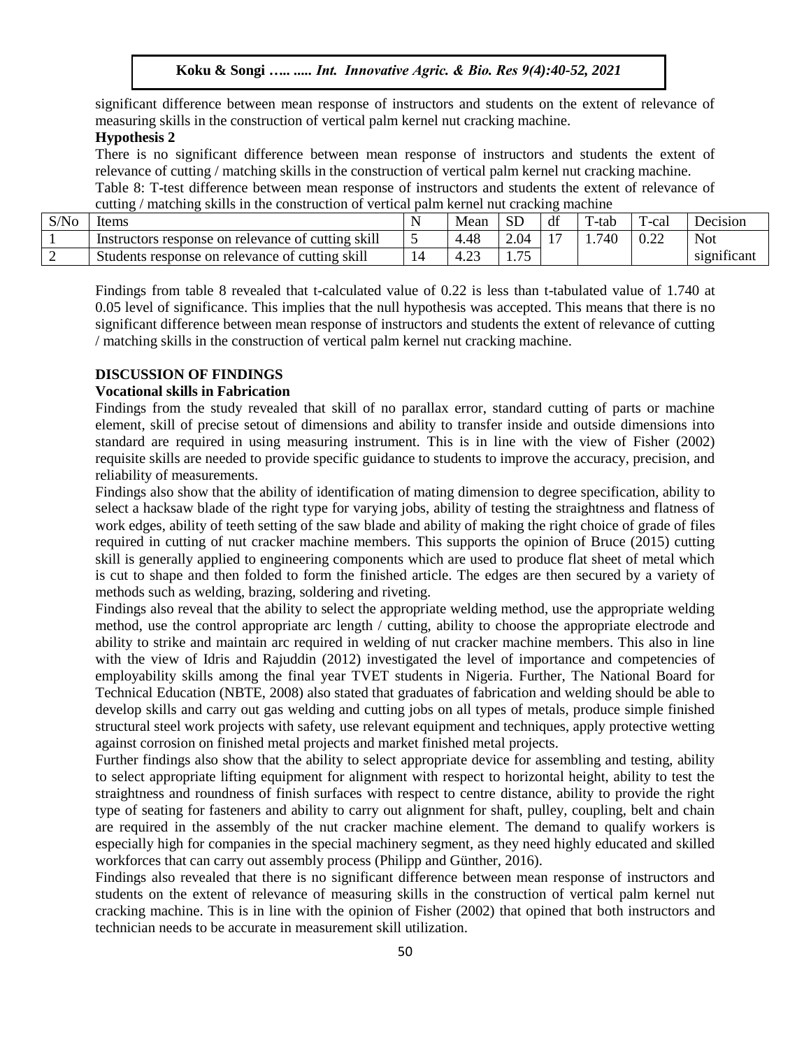significant difference between mean response of instructors and students on the extent of relevance of measuring skills in the construction of vertical palm kernel nut cracking machine.

**Hypothesis 2**

There is no significant difference between mean response of instructors and students the extent of relevance of cutting / matching skills in the construction of vertical palm kernel nut cracking machine.

Table 8: T-test difference between mean response of instructors and students the extent of relevance of cutting / matching skills in the construction of vertical palm kernel nut cracking machine

| S/No | Items | N | Mean | SD | df | T-tab | T-cal | Decision |
|---|---|---|---|---|---|---|---|---|
| 1 | Instructors response on relevance of cutting skill | 5 | 4.48 | 2.04 | 17 | 1.740 | 0.22 | Not |
| 2 | Students response on relevance of cutting skill | 14 | 4.23 | 1.75 | | | | significant |

Findings from table 8 revealed that t-calculated value of 0.22 is less than t-tabulated value of 1.740 at 0.05 level of significance. This implies that the null hypothesis was accepted. This means that there is no significant difference between mean response of instructors and students the extent of relevance of cutting / matching skills in the construction of vertical palm kernel nut cracking machine.

## DISCUSSION OF FINDINGS

### Vocational skills in Fabrication

Findings from the study revealed that skill of no parallax error, standard cutting of parts or machine element, skill of precise setout of dimensions and ability to transfer inside and outside dimensions into standard are required in using measuring instrument. This is in line with the view of Fisher (2002) requisite skills are needed to provide specific guidance to students to improve the accuracy, precision, and reliability of measurements.

Findings also show that the ability of identification of mating dimension to degree specification, ability to select a hacksaw blade of the right type for varying jobs, ability of testing the straightness and flatness of work edges, ability of teeth setting of the saw blade and ability of making the right choice of grade of files required in cutting of nut cracker machine members. This supports the opinion of Bruce (2015) cutting skill is generally applied to engineering components which are used to produce flat sheet of metal which is cut to shape and then folded to form the finished article. The edges are then secured by a variety of methods such as welding, brazing, soldering and riveting.

Findings also reveal that the ability to select the appropriate welding method, use the appropriate welding method, use the control appropriate arc length / cutting, ability to choose the appropriate electrode and ability to strike and maintain arc required in welding of nut cracker machine members. This also in line with the view of Idris and Rajuddin (2012) investigated the level of importance and competencies of employability skills among the final year TVET students in Nigeria. Further, The National Board for Technical Education (NBTE, 2008) also stated that graduates of fabrication and welding should be able to develop skills and carry out gas welding and cutting jobs on all types of metals, produce simple finished structural steel work projects with safety, use relevant equipment and techniques, apply protective wetting against corrosion on finished metal projects and market finished metal projects.

Further findings also show that the ability to select appropriate device for assembling and testing, ability to select appropriate lifting equipment for alignment with respect to horizontal height, ability to test the straightness and roundness of finish surfaces with respect to centre distance, ability to provide the right type of seating for fasteners and ability to carry out alignment for shaft, pulley, coupling, belt and chain are required in the assembly of the nut cracker machine element. The demand to qualify workers is especially high for companies in the special machinery segment, as they need highly educated and skilled workforces that can carry out assembly process (Philipp and Günther, 2016).

Findings also revealed that there is no significant difference between mean response of instructors and students on the extent of relevance of measuring skills in the construction of vertical palm kernel nut cracking machine. This is in line with the opinion of Fisher (2002) that opined that both instructors and technician needs to be accurate in measurement skill utilization.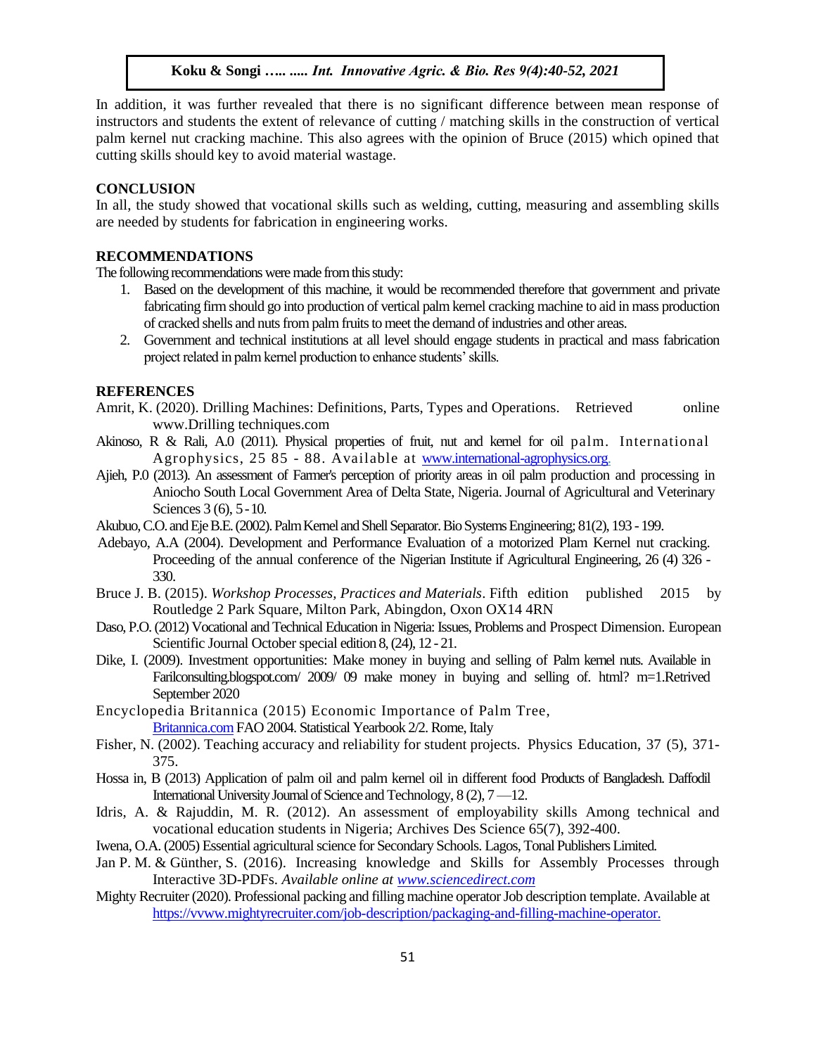In addition, it was further revealed that there is no significant difference between mean response of instructors and students the extent of relevance of cutting / matching skills in the construction of vertical palm kernel nut cracking machine. This also agrees with the opinion of Bruce (2015) which opined that cutting skills should key to avoid material wastage.

## CONCLUSION

In all, the study showed that vocational skills such as welding, cutting, measuring and assembling skills are needed by students for fabrication in engineering works.

## RECOMMENDATIONS

The following recommendations were made from this study:

1. Based on the development of this machine, it would be recommended therefore that government and private fabricating firm should go into production of vertical palm kernel cracking machine to aid in mass production of cracked shells and nuts from palm fruits to meet the demand of industries and other areas.
2. Government and technical institutions at all level should engage students in practical and mass fabrication project related in palm kernel production to enhance students' skills.

## REFERENCES

Amrit, K. (2020). Drilling Machines: Definitions, Parts, Types and Operations. Retrieved online www.Drilling techniques.com

Akinoso, R & Rali, A.0 (2011). Physical properties of fruit, nut and kernel for oil palm. International Agrophysics, 25 85 - 88. Available at www.international-agrophysics.org.

Ajieh, P.0 (2013). An assessment of Farmer's perception of priority areas in oil palm production and processing in Aniocho South Local Government Area of Delta State, Nigeria. Journal of Agricultural and Veterinary Sciences 3 (6), 5 - 10.

Akubuo, C.O. and Eje B.E. (2002). Palm Kernel and Shell Separator. Bio Systems Engineering; 81(2), 193 - 199.

Adebayo, A.A (2004). Development and Performance Evaluation of a motorized Plam Kernel nut cracking. Proceeding of the annual conference of the Nigerian Institute if Agricultural Engineering, 26 (4) 326 - 330.

Bruce J. B. (2015). *Workshop Processes, Practices and Materials*. Fifth edition published 2015 by Routledge 2 Park Square, Milton Park, Abingdon, Oxon OX14 4RN

Daso, P.O. (2012) Vocational and Technical Education in Nigeria: Issues, Problems and Prospect Dimension. European Scientific Journal October special edition 8, (24), 12 - 21.

Dike, I. (2009). Investment opportunities: Make money in buying and selling of Palm kernel nuts. Available in Farilconsulting.blogspot.com/ 2009/ 09 make money in buying and selling of. html? m=1.Retrived September 2020

Encyclopedia Britannica (2015) Economic Importance of Palm Tree, Britannica.com FAO 2004. Statistical Yearbook 2/2. Rome, Italy

Fisher, N. (2002). Teaching accuracy and reliability for student projects. Physics Education, 37 (5), 371-375.

Hossa in, B (2013) Application of palm oil and palm kernel oil in different food Products of Bangladesh. Daffodil International University Journal of Science and Technology, 8 (2), 7 —12.

Idris, A. & Rajuddin, M. R. (2012). An assessment of employability skills Among technical and vocational education students in Nigeria; Archives Des Science 65(7), 392-400.

Iwena, O.A. (2005) Essential agricultural science for Secondary Schools. Lagos, Tonal Publishers Limited.

Jan P. M. & Günther, S. (2016). Increasing knowledge and Skills for Assembly Processes through Interactive 3D-PDFs. *Available online at www.sciencedirect.com*

Mighty Recruiter (2020). Professional packing and filling machine operator Job description template. Available at https://vvww.mightyrecruiter.com/job-description/packaging-and-filling-machine-operator.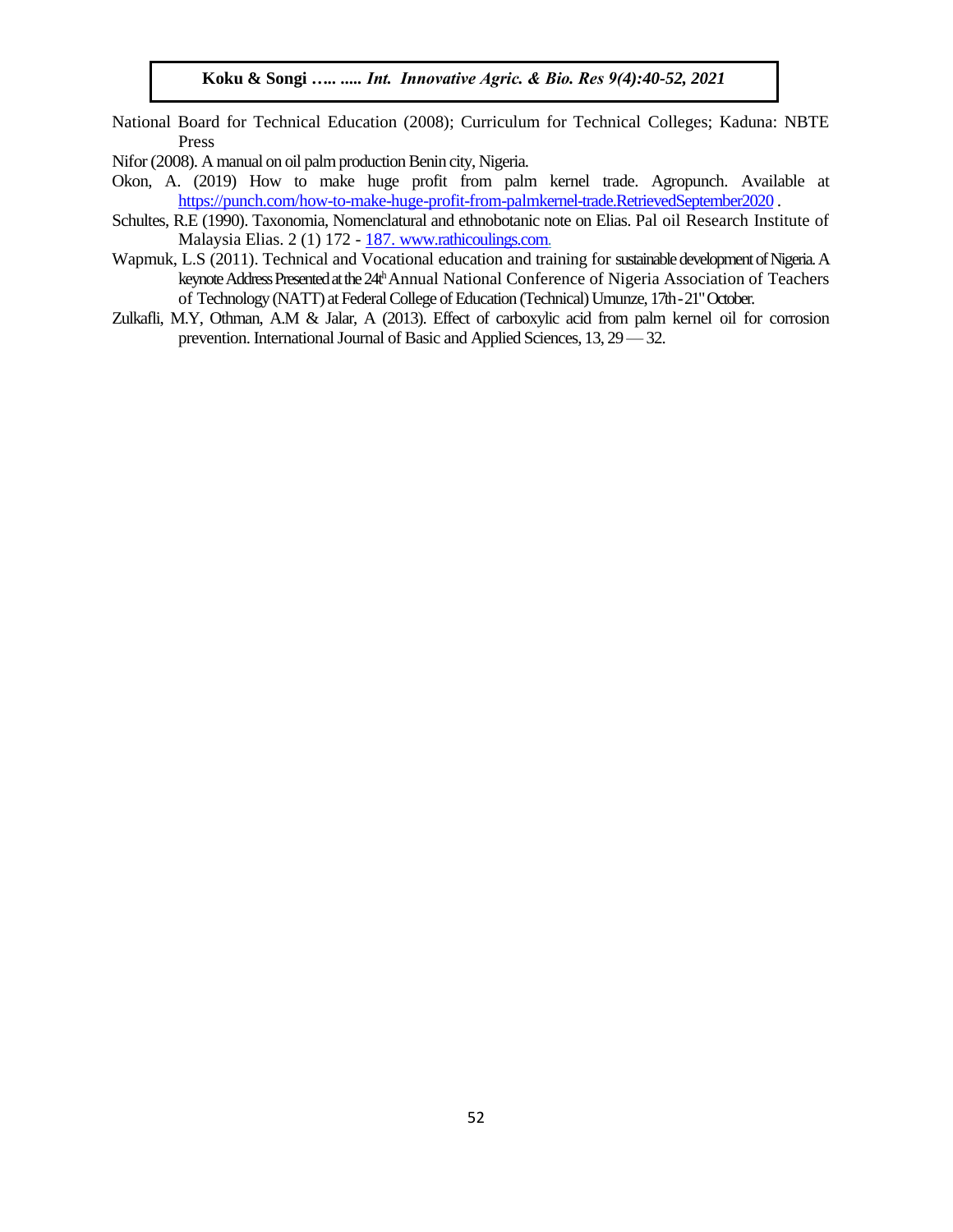National Board for Technical Education (2008); Curriculum for Technical Colleges; Kaduna: NBTE Press

Nifor (2008). A manual on oil palm production Benin city, Nigeria.

Okon, A. (2019) How to make huge profit from palm kernel trade. Agropunch. Available at https://punch.com/how-to-make-huge-profit-from-palmkernel-trade.RetrievedSeptember2020 .

Schultes, R.E (1990). Taxonomia, Nomenclatural and ethnobotanic note on Elias. Pal oil Research Institute of Malaysia Elias. 2 (1) 172 - 187. www.rathicoulings.com.

Wapmuk, L.S (2011). Technical and Vocational education and training for sustainable development of Nigeria. A keynote Address Presented at the 24th Annual National Conference of Nigeria Association of Teachers of Technology (NATT) at Federal College of Education (Technical) Umunze, 17th - 21" October.

Zulkafli, M.Y, Othman, A.M & Jalar, A (2013). Effect of carboxylic acid from palm kernel oil for corrosion prevention. International Journal of Basic and Applied Sciences, 13, 29 — 32.